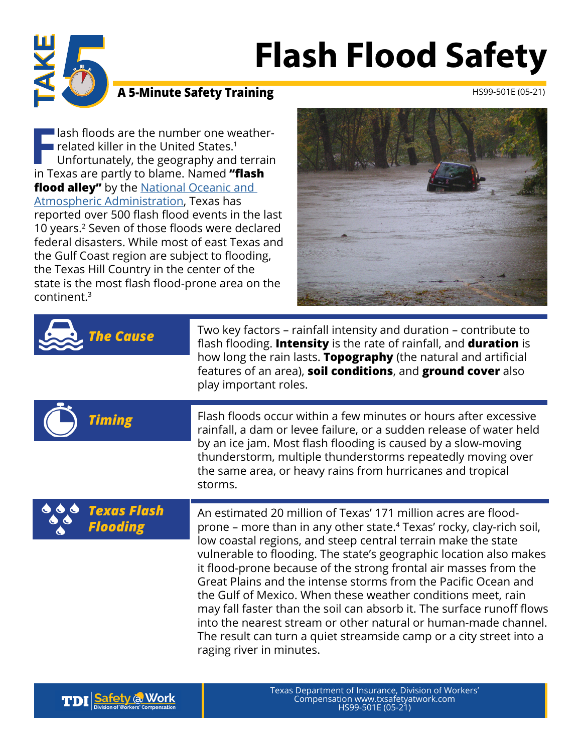# Flash Flood Safety

**TAKE 5 — A 5-Minute Safety Training**

HS99-501E (05-21)

Flash floods are the number one weather-related killer in the United States.[1] Unfortunately, the geography and terrain in Texas are partly to blame. Named **"flash flood alley"** by the National Oceanic and Atmospheric Administration, Texas has reported over 500 flash flood events in the last 10 years.[2] Seven of those floods were declared federal disasters. While most of east Texas and the Gulf Coast region are subject to flooding, the Texas Hill Country in the center of the state is the most flash flood-prone area on the continent.[3]

## *The Cause*

Two key factors – rainfall intensity and duration – contribute to flash flooding. **Intensity** is the rate of rainfall, and **duration** is how long the rain lasts. **Topography** (the natural and artificial features of an area), **soil conditions**, and **ground cover** also play important roles.

## *Timing*

Flash floods occur within a few minutes or hours after excessive rainfall, a dam or levee failure, or a sudden release of water held by an ice jam. Most flash flooding is caused by a slow-moving thunderstorm, multiple thunderstorms repeatedly moving over the same area, or heavy rains from hurricanes and tropical storms.

## *Texas Flash Flooding*

An estimated 20 million of Texas' 171 million acres are flood-prone – more than in any other state.[4] Texas' rocky, clay-rich soil, low coastal regions, and steep central terrain make the state vulnerable to flooding. The state's geographic location also makes it flood-prone because of the strong frontal air masses from the Great Plains and the intense storms from the Pacific Ocean and the Gulf of Mexico. When these weather conditions meet, rain may fall faster than the soil can absorb it. The surface runoff flows into the nearest stream or other natural or human-made channel. The result can turn a quiet streamside camp or a city street into a raging river in minutes.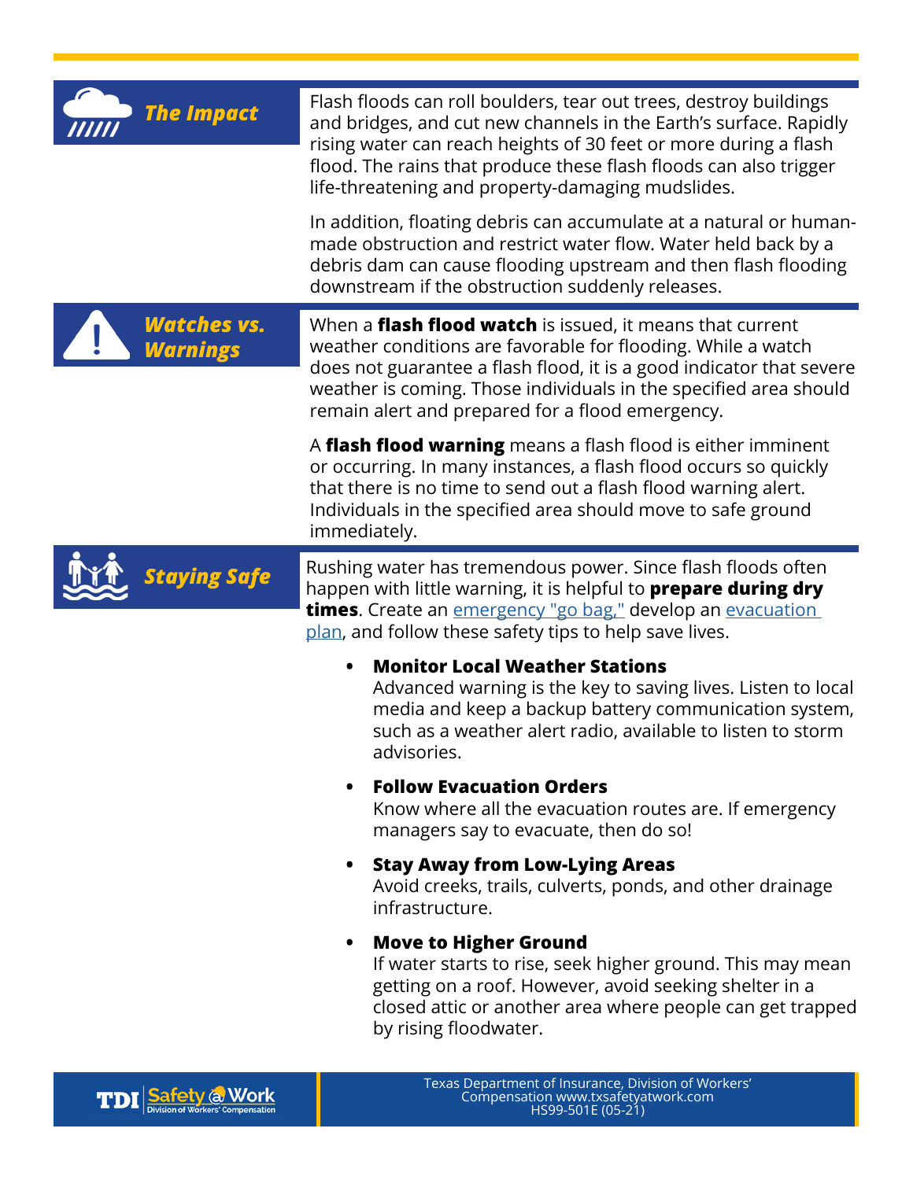## The Impact

Flash floods can roll boulders, tear out trees, destroy buildings and bridges, and cut new channels in the Earth's surface. Rapidly rising water can reach heights of 30 feet or more during a flash flood. The rains that produce these flash floods can also trigger life-threatening and property-damaging mudslides.

In addition, floating debris can accumulate at a natural or human-made obstruction and restrict water flow. Water held back by a debris dam can cause flooding upstream and then flash flooding downstream if the obstruction suddenly releases.

## Watches vs. Warnings

When a **flash flood watch** is issued, it means that current weather conditions are favorable for flooding. While a watch does not guarantee a flash flood, it is a good indicator that severe weather is coming. Those individuals in the specified area should remain alert and prepared for a flood emergency.

A **flash flood warning** means a flash flood is either imminent or occurring. In many instances, a flash flood occurs so quickly that there is no time to send out a flash flood warning alert. Individuals in the specified area should move to safe ground immediately.

## Staying Safe

Rushing water has tremendous power. Since flash floods often happen with little warning, it is helpful to **prepare during dry times**. Create an emergency "go bag," develop an evacuation plan, and follow these safety tips to help save lives.

- **Monitor Local Weather Stations**
  Advanced warning is the key to saving lives. Listen to local media and keep a backup battery communication system, such as a weather alert radio, available to listen to storm advisories.

- **Follow Evacuation Orders**
  Know where all the evacuation routes are. If emergency managers say to evacuate, then do so!

- **Stay Away from Low-Lying Areas**
  Avoid creeks, trails, culverts, ponds, and other drainage infrastructure.

- **Move to Higher Ground**
  If water starts to rise, seek higher ground. This may mean getting on a roof. However, avoid seeking shelter in a closed attic or another area where people can get trapped by rising floodwater.

Texas Department of Insurance, Division of Workers' Compensation www.txsafetyatwork.com
HS99-501E (05-21)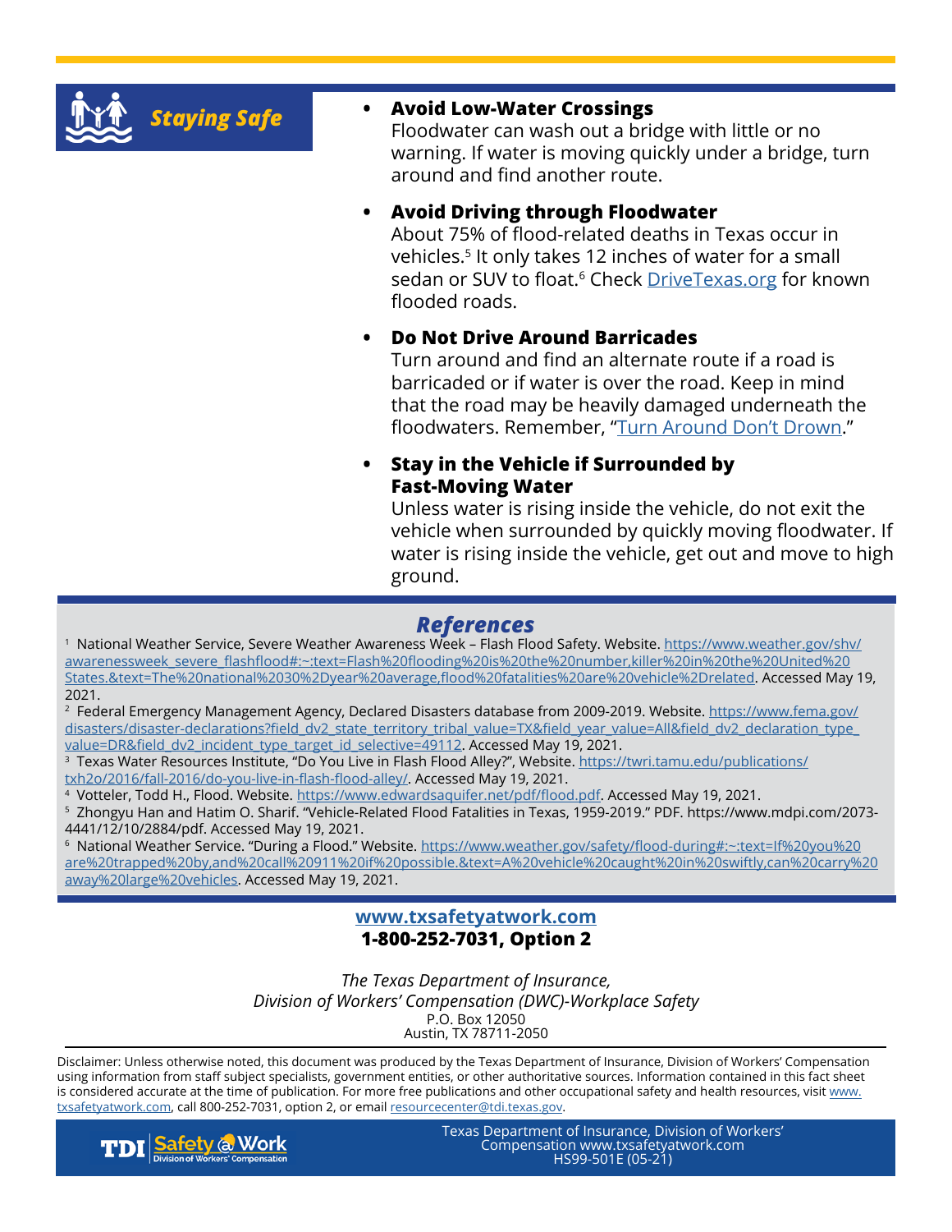## Staying Safe

- **Avoid Low-Water Crossings**
  Floodwater can wash out a bridge with little or no warning. If water is moving quickly under a bridge, turn around and find another route.

- **Avoid Driving through Floodwater**
  About 75% of flood-related deaths in Texas occur in vehicles.[5] It only takes 12 inches of water for a small sedan or SUV to float.[6] Check DriveTexas.org for known flooded roads.

- **Do Not Drive Around Barricades**
  Turn around and find an alternate route if a road is barricaded or if water is over the road. Keep in mind that the road may be heavily damaged underneath the floodwaters. Remember, "Turn Around Don't Drown."

- **Stay in the Vehicle if Surrounded by Fast-Moving Water**
  Unless water is rising inside the vehicle, do not exit the vehicle when surrounded by quickly moving floodwater. If water is rising inside the vehicle, get out and move to high ground.

## References

[1] National Weather Service, Severe Weather Awareness Week – Flash Flood Safety. Website. https://www.weather.gov/shv/awarenessweek_severe_flashflood#:~:text=Flash%20flooding%20is%20the%20number,killer%20in%20the%20United%20States.&text=The%20national%2030%2Dyear%20average,flood%20fatalities%20are%20vehicle%2Drelated. Accessed May 19, 2021.

[2] Federal Emergency Management Agency, Declared Disasters database from 2009-2019. Website. https://www.fema.gov/disasters/disaster-declarations?field_dv2_state_territory_tribal_value=TX&field_year_value=All&field_dv2_declaration_type_value=DR&field_dv2_incident_type_target_id_selective=49112. Accessed May 19, 2021.

[3] Texas Water Resources Institute, "Do You Live in Flash Flood Alley?", Website. https://twri.tamu.edu/publications/txh2o/2016/fall-2016/do-you-live-in-flash-flood-alley/. Accessed May 19, 2021.

[4] Votteler, Todd H., Flood. Website. https://www.edwardsaquifer.net/pdf/flood.pdf. Accessed May 19, 2021.

[5] Zhongyu Han and Hatim O. Sharif. "Vehicle-Related Flood Fatalities in Texas, 1959-2019." PDF. https://www.mdpi.com/2073-4441/12/10/2884/pdf. Accessed May 19, 2021.

[6] National Weather Service. "During a Flood." Website. https://www.weather.gov/safety/flood-during#:~:text=If%20you%20are%20trapped%20by,and%20call%20911%20if%20possible.&text=A%20vehicle%20caught%20in%20swiftly,can%20carry%20away%20large%20vehicles. Accessed May 19, 2021.

**www.txsafetyatwork.com**
**1-800-252-7031, Option 2**

*The Texas Department of Insurance,*
*Division of Workers' Compensation (DWC)-Workplace Safety*
P.O. Box 12050
Austin, TX 78711-2050

Disclaimer: Unless otherwise noted, this document was produced by the Texas Department of Insurance, Division of Workers' Compensation using information from staff subject specialists, government entities, or other authoritative sources. Information contained in this fact sheet is considered accurate at the time of publication. For more free publications and other occupational safety and health resources, visit www.txsafetyatwork.com, call 800-252-7031, option 2, or email resourcecenter@tdi.texas.gov.

TDI Safety @ Work – Division of Workers' Compensation

Texas Department of Insurance, Division of Workers' Compensation www.txsafetyatwork.com
HS99-501E (05-21)